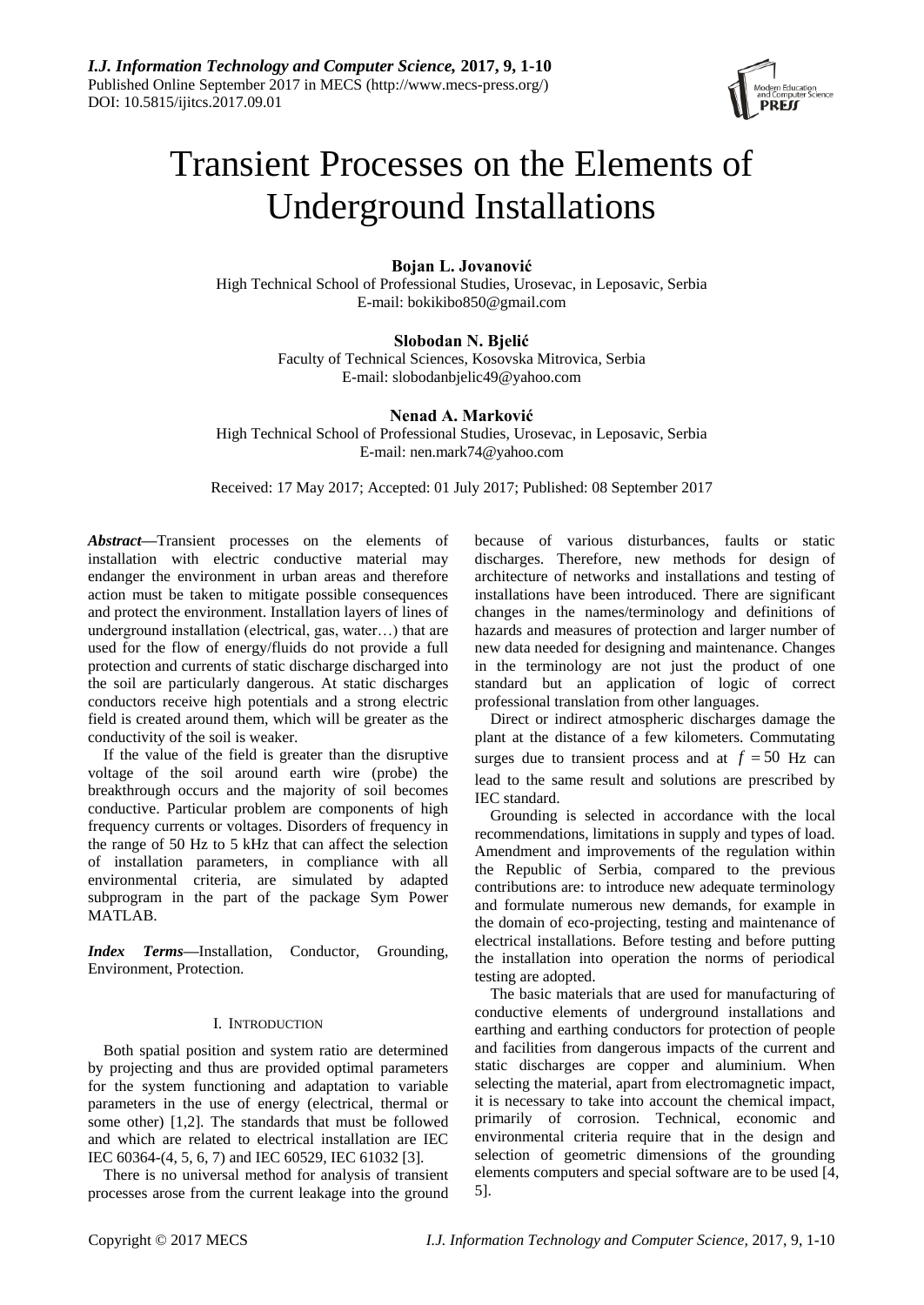# Transient Processes on the Elements of Underground Installations

**Bojan L. Jovanović**
High Technical School of Professional Studies, Urosevac, in Leposavic, Serbia
E-mail: bokikibo850@gmail.com

**Slobodan N. Bjelić**
Faculty of Technical Sciences, Kosovska Mitrovica, Serbia
E-mail: slobodanbjelic49@yahoo.com

**Nenad A. Marković**
High Technical School of Professional Studies, Urosevac, in Leposavic, Serbia
E-mail: nen.mark74@yahoo.com

Received: 17 May 2017; Accepted: 01 July 2017; Published: 08 September 2017

***Abstract*—**Transient processes on the elements of installation with electric conductive material may endanger the environment in urban areas and therefore action must be taken to mitigate possible consequences and protect the environment. Installation layers of lines of underground installation (electrical, gas, water…) that are used for the flow of energy/fluids do not provide a full protection and currents of static discharge discharged into the soil are particularly dangerous. At static discharges conductors receive high potentials and a strong electric field is created around them, which will be greater as the conductivity of the soil is weaker.

If the value of the field is greater than the disruptive voltage of the soil around earth wire (probe) the breakthrough occurs and the majority of soil becomes conductive. Particular problem are components of high frequency currents or voltages. Disorders of frequency in the range of 50 Hz to 5 kHz that can affect the selection of installation parameters, in compliance with all environmental criteria, are simulated by adapted subprogram in the part of the package Sym Power MATLAB.

***Index Terms*—**Installation, Conductor, Grounding, Environment, Protection.

## I. Introduction

Both spatial position and system ratio are determined by projecting and thus are provided optimal parameters for the system functioning and adaptation to variable parameters in the use of energy (electrical, thermal or some other) [1,2]. The standards that must be followed and which are related to electrical installation are IEC IEC 60364-(4, 5, 6, 7) and IEC 60529, IEC 61032 [3].

There is no universal method for analysis of transient processes arose from the current leakage into the ground because of various disturbances, faults or static discharges. Therefore, new methods for design of architecture of networks and installations and testing of installations have been introduced. There are significant changes in the names/terminology and definitions of hazards and measures of protection and larger number of new data needed for designing and maintenance. Changes in the terminology are not just the product of one standard but an application of logic of correct professional translation from other languages.

Direct or indirect atmospheric discharges damage the plant at the distance of a few kilometers. Commutating surges due to transient process and at $f = 50$ Hz can lead to the same result and solutions are prescribed by IEC standard.

Grounding is selected in accordance with the local recommendations, limitations in supply and types of load. Amendment and improvements of the regulation within the Republic of Serbia, compared to the previous contributions are: to introduce new adequate terminology and formulate numerous new demands, for example in the domain of eco-projecting, testing and maintenance of electrical installations. Before testing and before putting the installation into operation the norms of periodical testing are adopted.

The basic materials that are used for manufacturing of conductive elements of underground installations and earthing and earthing conductors for protection of people and facilities from dangerous impacts of the current and static discharges are copper and aluminium. When selecting the material, apart from electromagnetic impact, it is necessary to take into account the chemical impact, primarily of corrosion. Technical, economic and environmental criteria require that in the design and selection of geometric dimensions of the grounding elements computers and special software are to be used [4, 5].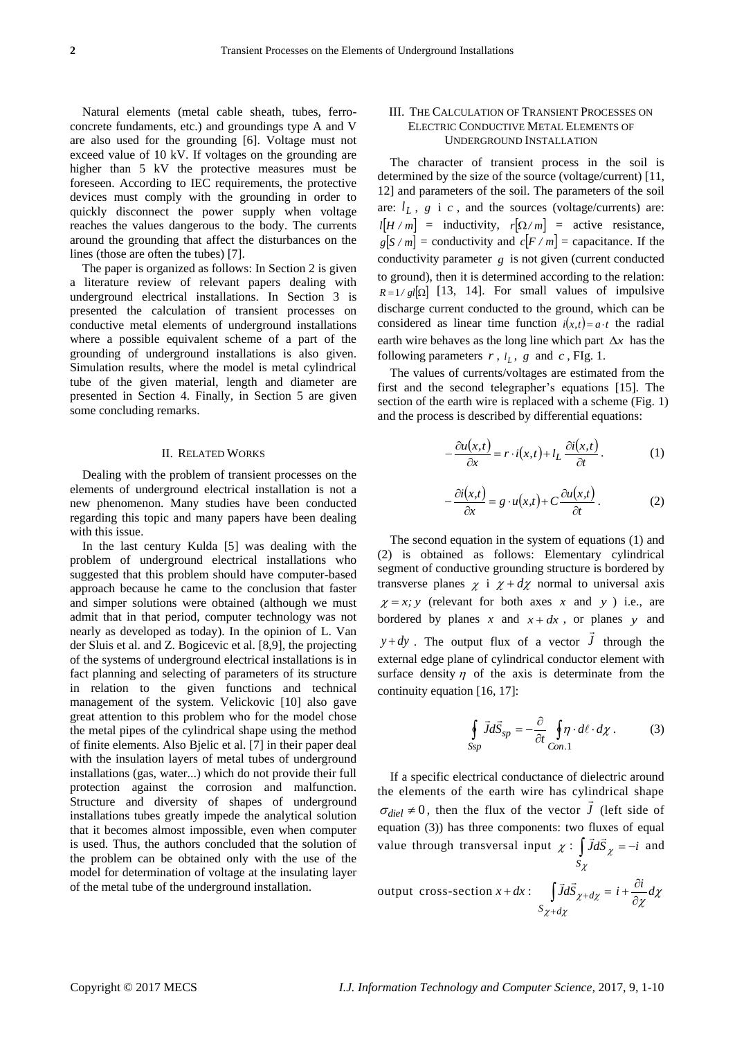Natural elements (metal cable sheath, tubes, ferro-concrete fundaments, etc.) and groundings type A and V are also used for the grounding [6]. Voltage must not exceed value of 10 kV. If voltages on the grounding are higher than 5 kV the protective measures must be foreseen. According to IEC requirements, the protective devices must comply with the grounding in order to quickly disconnect the power supply when voltage reaches the values dangerous to the body. The currents around the grounding that affect the disturbances on the lines (those are often the tubes) [7].

The paper is organized as follows: In Section 2 is given a literature review of relevant papers dealing with underground electrical installations. In Section 3 is presented the calculation of transient processes on conductive metal elements of underground installations where a possible equivalent scheme of a part of the grounding of underground installations is also given. Simulation results, where the model is metal cylindrical tube of the given material, length and diameter are presented in Section 4. Finally, in Section 5 are given some concluding remarks.

## II. Related Works

Dealing with the problem of transient processes on the elements of underground electrical installation is not a new phenomenon. Many studies have been conducted regarding this topic and many papers have been dealing with this issue.

In the last century Kulda [5] was dealing with the problem of underground electrical installations who suggested that this problem should have computer-based approach because he came to the conclusion that faster and simper solutions were obtained (although we must admit that in that period, computer technology was not nearly as developed as today). In the opinion of L. Van der Sluis et al. and Z. Bogicevic et al. [8,9], the projecting of the systems of underground electrical installations is in fact planning and selecting of parameters of its structure in relation to the given functions and technical management of the system. Velickovic [10] also gave great attention to this problem who for the model chose the metal pipes of the cylindrical shape using the method of finite elements. Also Bjelic et al. [7] in their paper deal with the insulation layers of metal tubes of underground installations (gas, water...) which do not provide their full protection against the corrosion and malfunction. Structure and diversity of shapes of underground installations tubes greatly impede the analytical solution that it becomes almost impossible, even when computer is used. Thus, the authors concluded that the solution of the problem can be obtained only with the use of the model for determination of voltage at the insulating layer of the metal tube of the underground installation.

## III. The Calculation of Transient Processes on Electric Conductive Metal Elements of Underground Installation

The character of transient process in the soil is determined by the size of the source (voltage/current) [11, 12] and parameters of the soil. The parameters of the soil are: $l_L$, $g$ i $c$, and the sources (voltage/currents) are: $l[H/m]$ = inductivity, $r[\Omega/m]$ = active resistance, $g[S/m]$ = conductivity and $c[F/m]$ = capacitance. If the conductivity parameter $g$ is not given (current conducted to ground), then it is determined according to the relation: $R = 1/gl[\Omega]$ [13, 14]. For small values of impulsive discharge current conducted to the ground, which can be considered as linear time function $i(x,t) = a \cdot t$ the radial earth wire behaves as the long line which part $\Delta x$ has the following parameters $r$, $l_L$, $g$ and $c$, FIg. 1.

The values of currents/voltages are estimated from the first and the second telegrapher's equations [15]. The section of the earth wire is replaced with a scheme (Fig. 1) and the process is described by differential equations:

$$-\frac{\partial u(x,t)}{\partial x} = r \cdot i(x,t) + l_L \frac{\partial i(x,t)}{\partial t}. \quad (1)$$

$$-\frac{\partial i(x,t)}{\partial x} = g \cdot u(x,t) + C \frac{\partial u(x,t)}{\partial t}. \quad (2)$$

The second equation in the system of equations (1) and (2) is obtained as follows: Elementary cylindrical segment of conductive grounding structure is bordered by transverse planes $\chi$ i $\chi + d\chi$ normal to universal axis $\chi = x; y$ (relevant for both axes $x$ and $y$ ) i.e., are bordered by planes $x$ and $x + dx$, or planes $y$ and $y + dy$. The output flux of a vector $\vec{J}$ through the external edge plane of cylindrical conductor element with surface density $\eta$ of the axis is determinate from the continuity equation [16, 17]:

$$\oint_{Ssp} \vec{J} d\vec{S}_{sp} = -\frac{\partial}{\partial t} \oint_{Con.1} \eta \cdot d\ell \cdot d\chi. \quad (3)$$

If a specific electrical conductance of dielectric around the elements of the earth wire has cylindrical shape $\sigma_{diel} \neq 0$, then the flux of the vector $\vec{J}$ (left side of equation (3)) has three components: two fluxes of equal value through transversal input $\chi$ : $\int_{S_\chi} \vec{J} d\vec{S}_\chi = -i$ and output cross-section $x + dx$ : $\int_{S_{\chi+d\chi}} \vec{J} d\vec{S}_{\chi+d\chi} = i + \frac{\partial i}{\partial \chi} d\chi$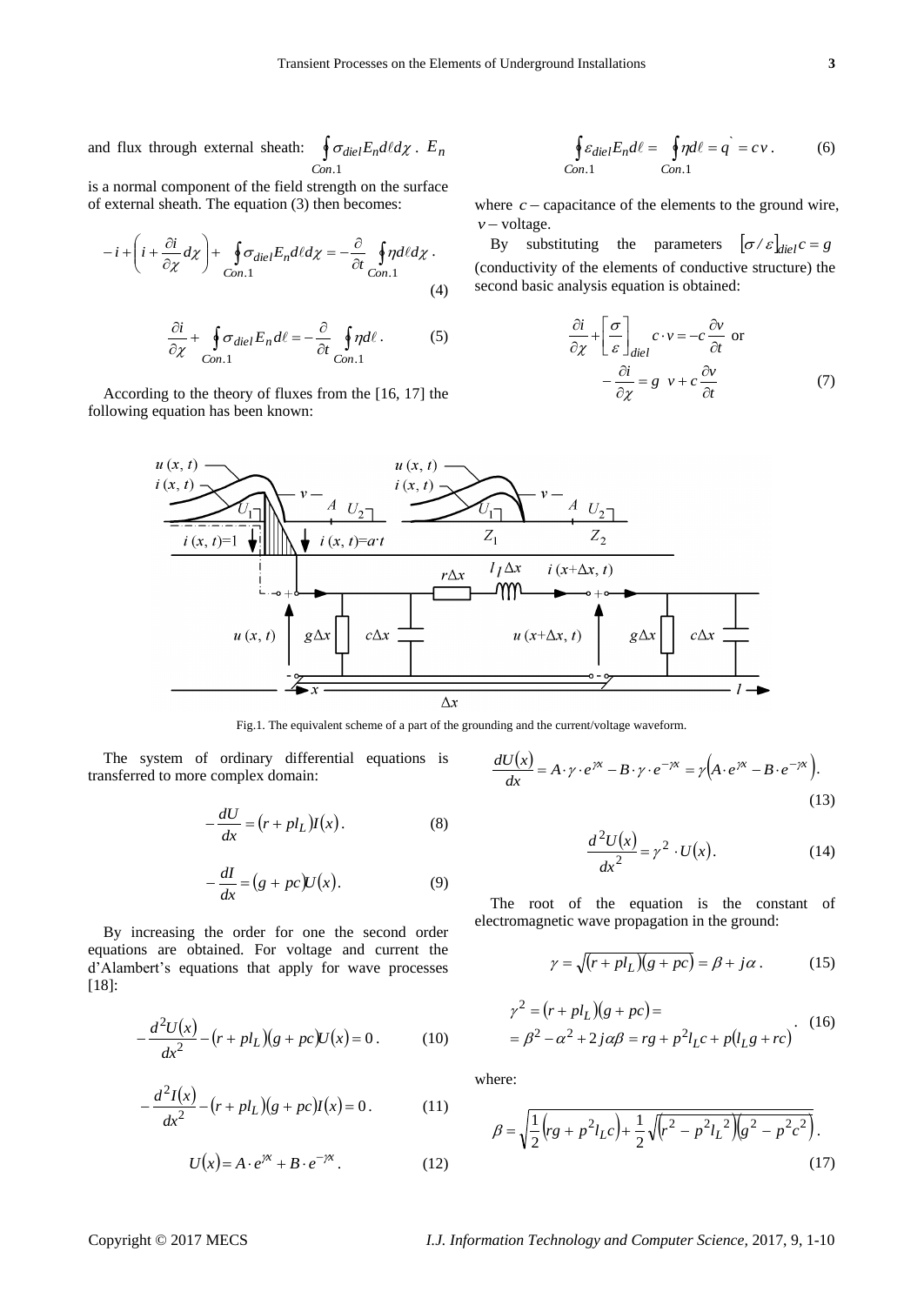and flux through external sheath: $\oint\limits_{Con.1} \sigma_{diel} E_n d\ell d\chi$ . $E_n$ is a normal component of the field strength on the surface of external sheath. The equation (3) then becomes:

$$-i + \left( i + \frac{\partial i}{\partial \chi} d\chi \right) + \oint\limits_{Con.1} \sigma_{diel} E_n d\ell d\chi = -\frac{\partial}{\partial t} \oint\limits_{Con.1} \eta d\ell d\chi . \tag{4}$$

$$\frac{\partial i}{\partial \chi} + \oint\limits_{Con.1} \sigma_{diel} E_n d\ell = -\frac{\partial}{\partial t} \oint\limits_{Con.1} \eta d\ell . \tag{5}$$

According to the theory of fluxes from the [16, 17] the following equation has been known:

$$\oint\limits_{Con.1} \varepsilon_{diel} E_n d\ell = \oint\limits_{Con.1} \eta d\ell = q^{`} = cv . \tag{6}$$

where $c$ – capacitance of the elements to the ground wire, $v$ – voltage.

By substituting the parameters $[\sigma / \varepsilon]_{diel} c = g$ (conductivity of the elements of conductive structure) the second basic analysis equation is obtained:

$$\frac{\partial i}{\partial \chi} + \left[ \frac{\sigma}{\varepsilon} \right]_{diel} c \cdot v = -c \frac{\partial v}{\partial t} \text{ or}$$
$$-\frac{\partial i}{\partial \chi} = g \ v + c \frac{\partial v}{\partial t} \tag{7}$$

u (x, t)
i (x, t)
v
A
$U_1$
$U_2$
i (x, t)=1
i (x, t)=a·t
u (x, t)
i (x, t)
v
A
$U_1$
$U_2$
$Z_1$
$Z_2$
rΔx
$l_l$Δx
i (x+Δx, t)
u (x, t)
gΔx
cΔx
u (x+Δx, t)
gΔx
cΔx
x
Δx
l

Fig.1. The equivalent scheme of a part of the grounding and the current/voltage waveform.

The system of ordinary differential equations is transferred to more complex domain:

$$-\frac{dU}{dx} = (r + pl_L) I(x) . \tag{8}$$

$$-\frac{dI}{dx} = (g + pc) U(x) . \tag{9}$$

By increasing the order for one the second order equations are obtained. For voltage and current the d'Alambert's equations that apply for wave processes [18]:

$$-\frac{d^2 U(x)}{dx^2} - (r + pl_L)(g + pc) U(x) = 0 . \tag{10}$$

$$-\frac{d^2 I(x)}{dx^2} - (r + pl_L)(g + pc) I(x) = 0 . \tag{11}$$

$$U(x) = A \cdot e^{\gamma x} + B \cdot e^{-\gamma x} . \tag{12}$$

$$\frac{dU(x)}{dx} = A \cdot \gamma \cdot e^{\gamma x} - B \cdot \gamma \cdot e^{-\gamma x} = \gamma \left( A \cdot e^{\gamma x} - B \cdot e^{-\gamma x} \right) . \tag{13}$$

$$\frac{d^2 U(x)}{dx^2} = \gamma^2 \cdot U(x) . \tag{14}$$

The root of the equation is the constant of electromagnetic wave propagation in the ground:

$$\gamma = \sqrt{(r + pl_L)(g + pc)} = \beta + j\alpha . \tag{15}$$

$$\begin{aligned} \gamma^2 &= (r + pl_L)(g + pc) = \\ &= \beta^2 - \alpha^2 + 2j\alpha\beta = rg + p^2 l_L c + p(l_L g + rc) \end{aligned} . \tag{16}$$

where:

$$\beta = \sqrt{\frac{1}{2}\left(rg + p^2 l_L c\right) + \frac{1}{2}\sqrt{\left(r^2 - p^2 l_L^{\ 2}\right)\left(g^2 - p^2 c^2\right)}} . \tag{17}$$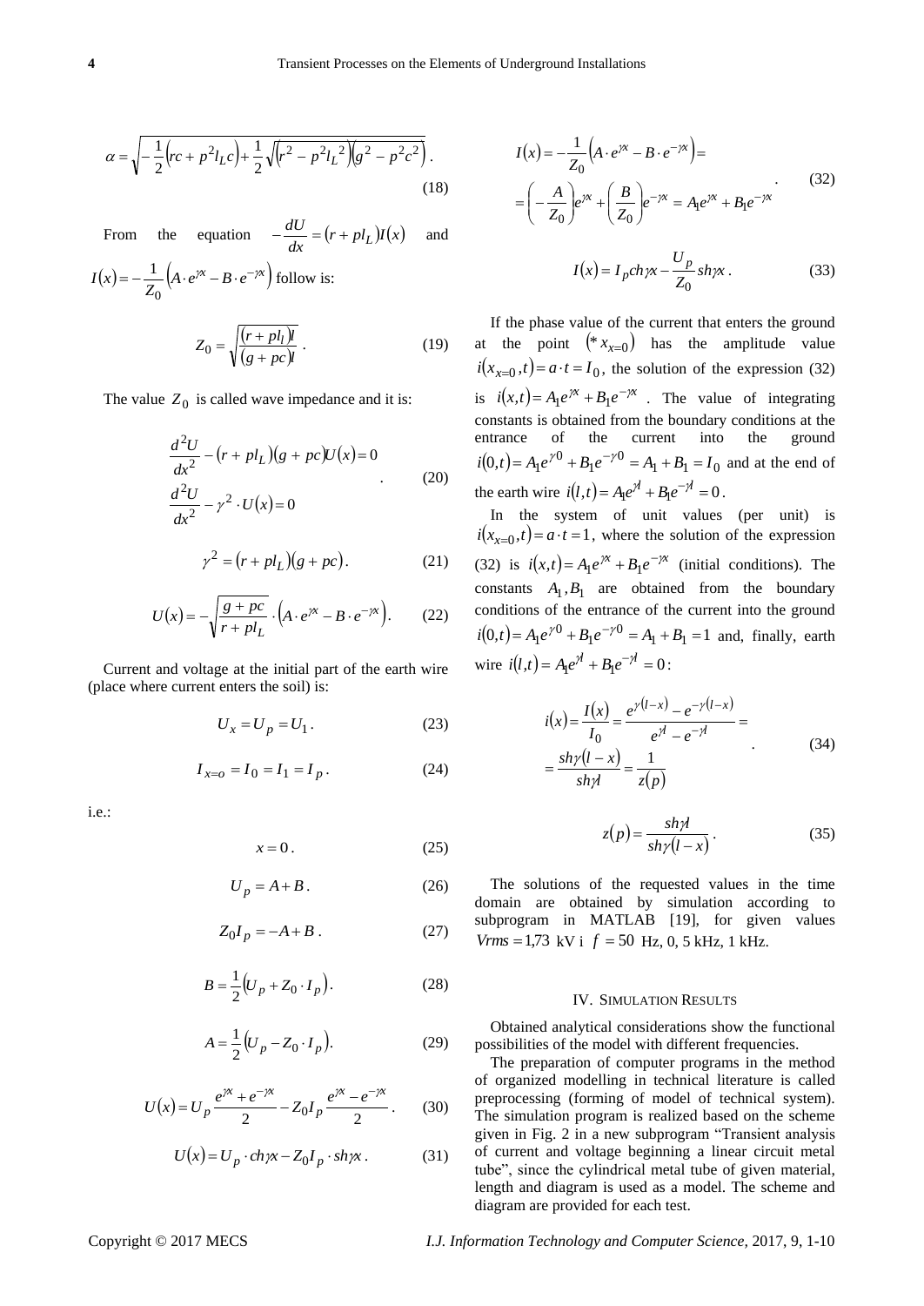$$\alpha = \sqrt{-\frac{1}{2}\left(rc + p^2 l_L c\right) + \frac{1}{2}\sqrt{\left(r^2 - p^2 l_L{}^2\right)\left(g^2 - p^2 c^2\right)}}\,. \tag{18}$$

From the equation $-\frac{dU}{dx} = (r + pl_L)I(x)$ and $I(x) = -\frac{1}{Z_0}\left(A \cdot e^{\gamma x} - B \cdot e^{-\gamma x}\right)$ follow is:

$$Z_0 = \sqrt{\frac{(r + pl_l)l}{(g + pc)l}}\,. \tag{19}$$

The value $Z_0$ is called wave impedance and it is:

$$\begin{aligned} &\frac{d^2U}{dx^2} - (r + pl_L)(g + pc)U(x) = 0 \\ &\frac{d^2U}{dx^2} - \gamma^2 \cdot U(x) = 0 \end{aligned}\,. \tag{20}$$

$$\gamma^2 = (r + pl_L)(g + pc). \tag{21}$$

$$U(x) = -\sqrt{\frac{g + pc}{r + pl_L}} \cdot \left(A \cdot e^{\gamma x} - B \cdot e^{-\gamma x}\right). \tag{22}$$

Current and voltage at the initial part of the earth wire (place where current enters the soil) is:

$$U_x = U_p = U_1\,. \tag{23}$$

$$I_{x=o} = I_0 = I_1 = I_p\,. \tag{24}$$

i.e.:

$$x = 0\,. \tag{25}$$

$$U_p = A + B\,. \tag{26}$$

$$Z_0 I_p = -A + B\,. \tag{27}$$

$$B = \frac{1}{2}\left(U_p + Z_0 \cdot I_p\right). \tag{28}$$

$$A = \frac{1}{2}\left(U_p - Z_0 \cdot I_p\right). \tag{29}$$

$$U(x) = U_p \frac{e^{\gamma x} + e^{-\gamma x}}{2} - Z_0 I_p \frac{e^{\gamma x} - e^{-\gamma x}}{2}\,. \tag{30}$$

$$U(x) = U_p \cdot ch\gamma x - Z_0 I_p \cdot sh\gamma x\,. \tag{31}$$

$$\begin{aligned} I(x) &= -\frac{1}{Z_0}\left(A \cdot e^{\gamma x} - B \cdot e^{-\gamma x}\right) = \\ &= \left(-\frac{A}{Z_0}\right)e^{\gamma x} + \left(\frac{B}{Z_0}\right)e^{-\gamma x} = A_1 e^{\gamma x} + B_1 e^{-\gamma x} \end{aligned}\,. \tag{32}$$

$$I(x) = I_p ch\gamma x - \frac{U_p}{Z_0} sh\gamma x\,. \tag{33}$$

If the phase value of the current that enters the ground at the point $\left(* x_{x=0}\right)$ has the amplitude value $i\left(x_{x=0}, t\right) = a \cdot t = I_0$, the solution of the expression (32) is $i(x,t) = A_1 e^{\gamma x} + B_1 e^{-\gamma x}$. The value of integrating constants is obtained from the boundary conditions at the entrance of the current into the ground $i(0,t) = A_1 e^{\gamma 0} + B_1 e^{-\gamma 0} = A_1 + B_1 = I_0$ and at the end of the earth wire $i(l,t) = A_1 e^{\gamma l} + B_1 e^{-\gamma l} = 0$.

In the system of unit values (per unit) is $i\left(x_{x=0}, t\right) = a \cdot t = 1$, where the solution of the expression (32) is $i(x,t) = A_1 e^{\gamma x} + B_1 e^{-\gamma x}$ (initial conditions). The constants $A_1, B_1$ are obtained from the boundary conditions of the entrance of the current into the ground $i(0,t) = A_1 e^{\gamma 0} + B_1 e^{-\gamma 0} = A_1 + B_1 = 1$ and, finally, earth wire $i(l,t) = A_1 e^{\gamma l} + B_1 e^{-\gamma l} = 0$:

$$\begin{aligned} i(x) &= \frac{I(x)}{I_0} = \frac{e^{\gamma(l-x)} - e^{-\gamma(l-x)}}{e^{\gamma l} - e^{-\gamma l}} = \\ &= \frac{sh\gamma(l-x)}{sh\gamma l} = \frac{1}{z(p)} \end{aligned}\,. \tag{34}$$

$$z(p) = \frac{sh\gamma l}{sh\gamma(l-x)}\,. \tag{35}$$

The solutions of the requested values in the time domain are obtained by simulation according to subprogram in MATLAB [19], for given values $Vrms = 1{,}73$ kV i $f = 50$ Hz, 0, 5 kHz, 1 kHz.

## IV. Simulation Results

Obtained analytical considerations show the functional possibilities of the model with different frequencies.

The preparation of computer programs in the method of organized modelling in technical literature is called preprocessing (forming of model of technical system). The simulation program is realized based on the scheme given in Fig. 2 in a new subprogram "Transient analysis of current and voltage beginning a linear circuit metal tube", since the cylindrical metal tube of given material, length and diagram is used as a model. The scheme and diagram are provided for each test.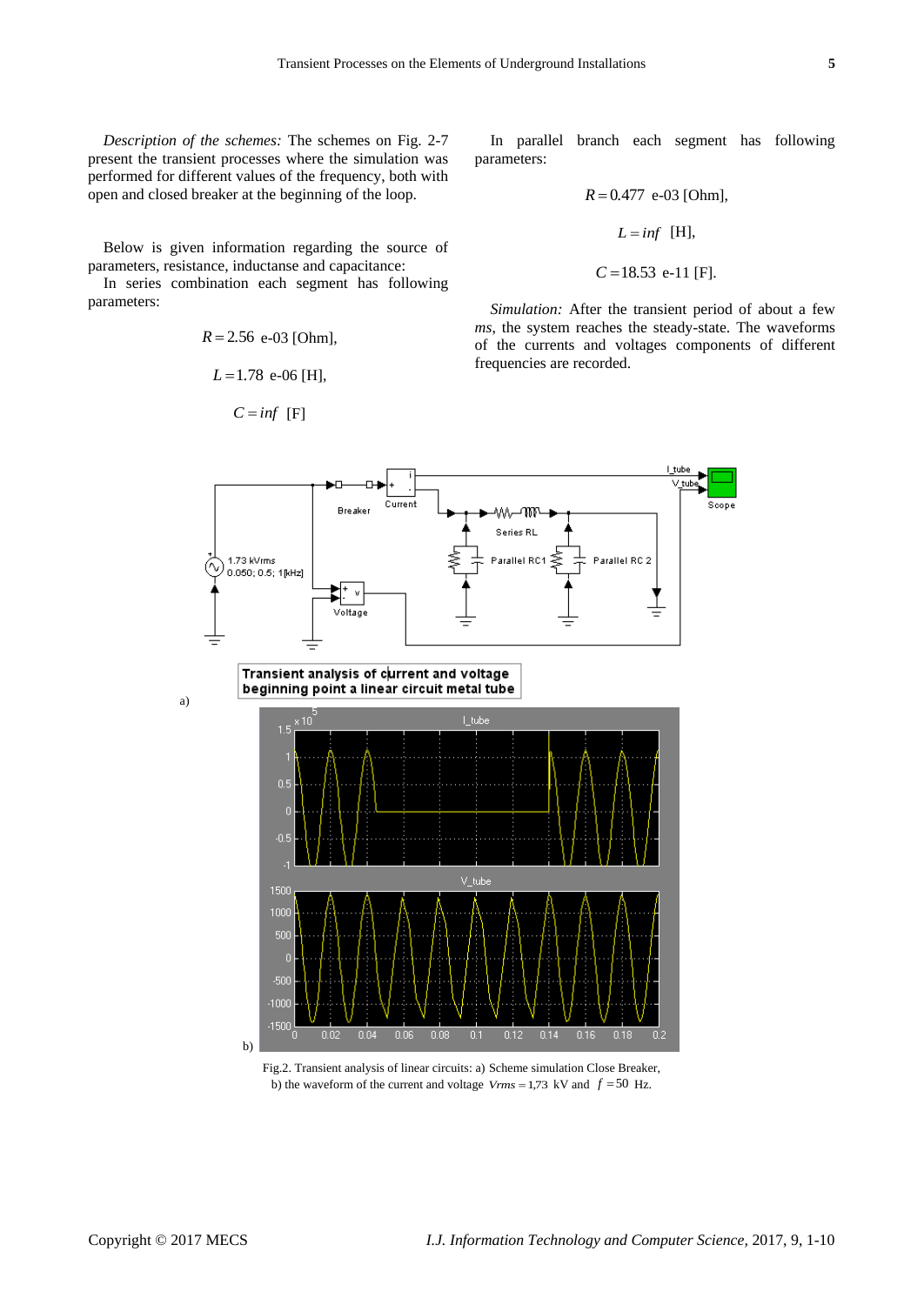*Description of the schemes:* The schemes on Fig. 2-7 present the transient processes where the simulation was performed for different values of the frequency, both with open and closed breaker at the beginning of the loop.

Below is given information regarding the source of parameters, resistance, inductanse and capacitance:

In series combination each segment has following parameters:

$$R = 2.56 \text{ e-03 [Ohm]},$$

$$L = 1.78 \text{ e-06 [H]},$$

$$C = inf \text{ [F]}$$

In parallel branch each segment has following parameters:

$$R = 0.477 \text{ e-03 [Ohm]},$$

$$L = inf \text{ [H]},$$

$$C = 18.53 \text{ e-11 [F]}.$$

*Simulation:* After the transient period of about a few *ms*, the system reaches the steady-state. The waveforms of the currents and voltages components of different frequencies are recorded.

a)

1.73 kVrms
0.050; 0.5; 1[kHz]
Breaker
Current
Series RL
Parallel RC1
Parallel RC 2
Voltage
I_tube
V_tube
Scope

Transient analysis of current and voltage beginning point a linear circuit metal tube

b)

I_tube
x 10^5
1.5
1
0.5
0
-0.5
-1

V_tube
1500
1000
500
0
-500
-1000
-1500
0 0.02 0.04 0.06 0.08 0.1 0.12 0.14 0.16 0.18 0.2

Fig.2. Transient analysis of linear circuits: a) Scheme simulation Close Breaker, b) the waveform of the current and voltage $Vrms = 1{,}73$ kV and $f = 50$ Hz.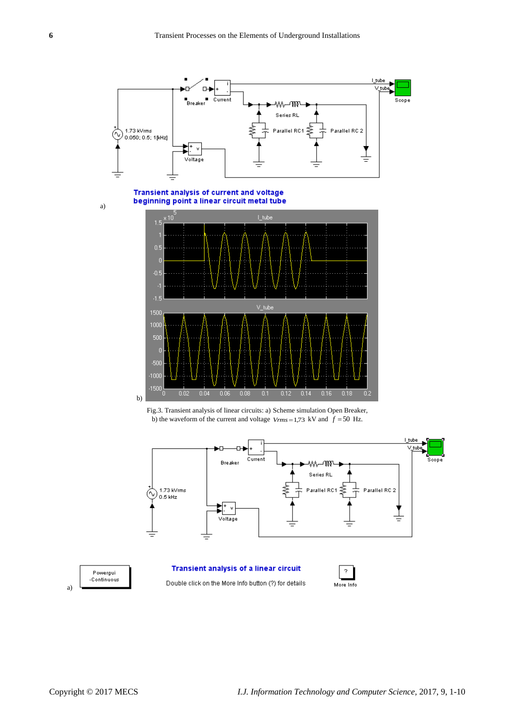I_tube

V_tube

Scope

Breaker

Current

Series RL

1.73 kVrms

0.050; 0.5; 1[kHz]

Parallel RC1

Parallel RC 2

Voltage

Transient analysis of current and voltage
beginning point a linear circuit metal tube

a)

x 10^5

I_tube

1.5
1
0.5
0
-0.5
-1
-1.5

V_tube

1500
1000
500
0
-500
-1000
-1500

0 0.02 0.04 0.06 0.08 0.1 0.12 0.14 0.16 0.18 0.2

b)

Fig.3. Transient analysis of linear circuits: a) Scheme simulation Open Breaker, b) the waveform of the current and voltage $Vrms = 1{,}73$ kV and $f = 50$ Hz.

I_tube

V_tube

Scope

Breaker

Current

Series RL

1.73 kVrms

0.5 kHz

Parallel RC1

Parallel RC 2

Voltage

Powergui
-Continuous

Transient analysis of a linear circuit

Double click on the More Info button (?) for details

?

More Info

a)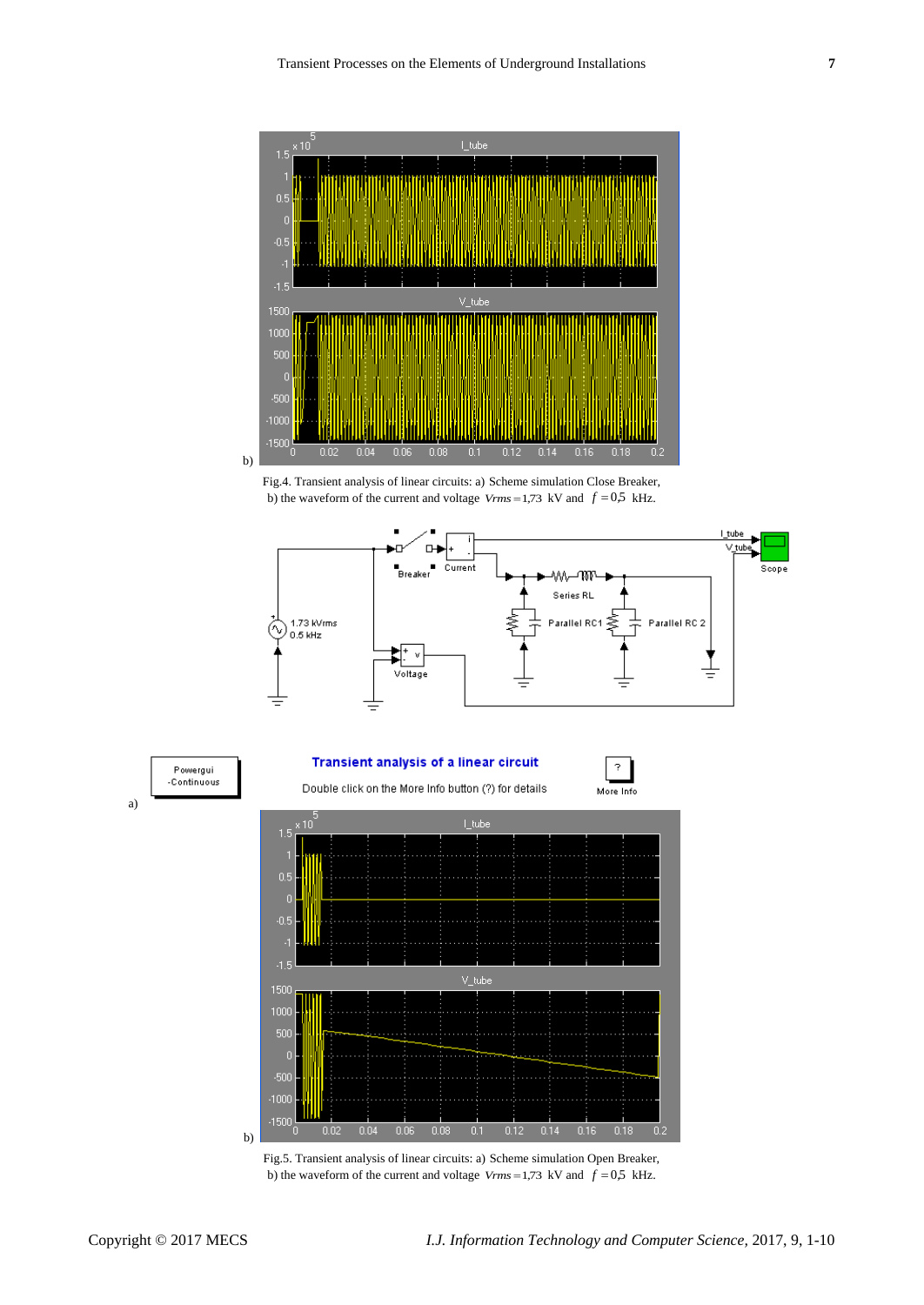I_tube

x 10^5

1.5

1

0.5

0

-0.5

-1

-1.5

V_tube

1500

1000

500

0

-500

-1000

-1500

0 0.02 0.04 0.06 0.08 0.1 0.12 0.14 0.16 0.18 0.2

b)

Fig.4. Transient analysis of linear circuits: a) Scheme simulation Close Breaker, b) the waveform of the current and voltage $Vrms = 1{,}73$ kV and $f = 0{,}5$ kHz.

Breaker

Current

I_tube

V_tube

Scope

Series RL

Parallel RC1

Parallel RC 2

1.73 kVrms
0.5 kHz

Voltage

Powergui
-Continuous

**Transient analysis of a linear circuit**

Double click on the More Info button (?) for details

?

More Info

a)

I_tube

x 10^5

1.5

1

0.5

0

-0.5

-1

-1.5

V_tube

1500

1000

500

0

-500

-1000

-1500

0 0.02 0.04 0.06 0.08 0.1 0.12 0.14 0.16 0.18 0.2

b)

Fig.5. Transient analysis of linear circuits: a) Scheme simulation Open Breaker, b) the waveform of the current and voltage $Vrms = 1{,}73$ kV and $f = 0{,}5$ kHz.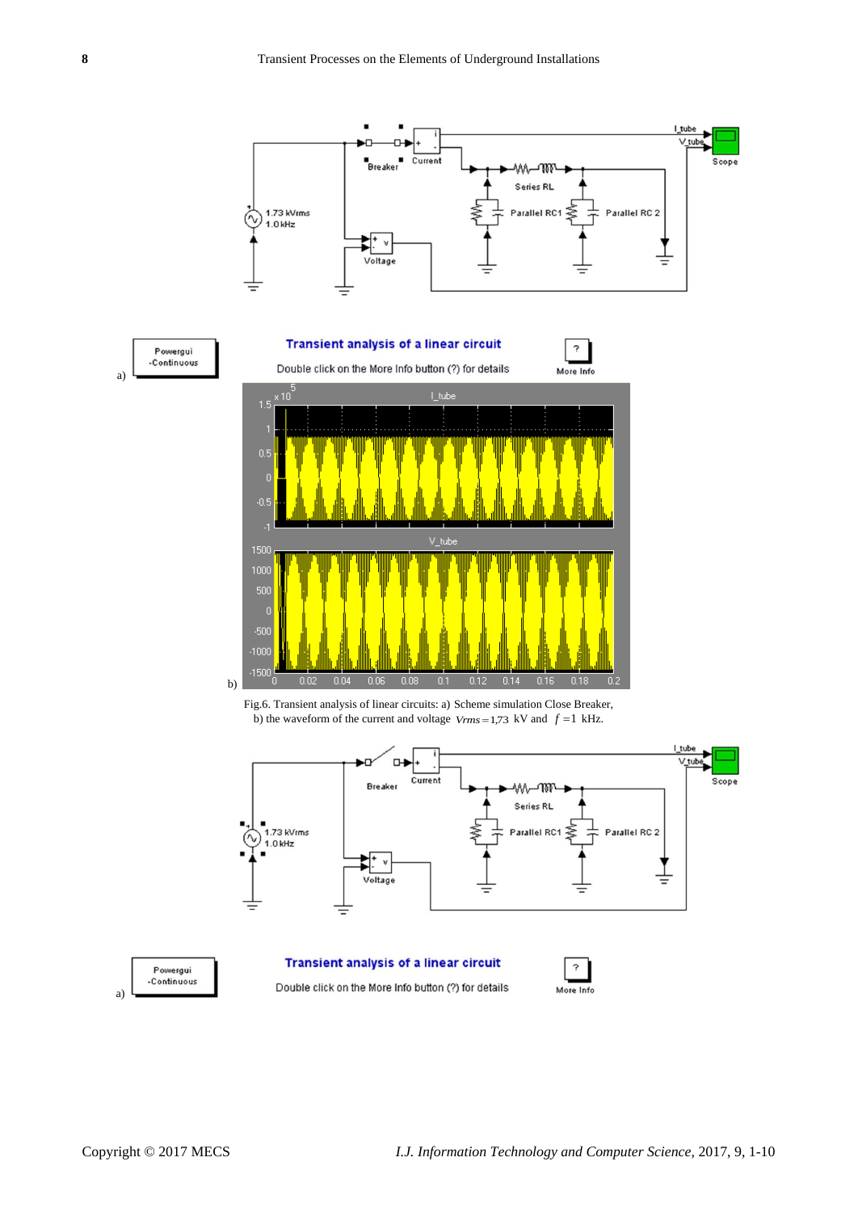Breaker

Current

I_tube

V_tube

Scope

Series RL

1.73 kVrms
1.0 kHz

Parallel RC1

Parallel RC 2

Voltage

Powergui
-Continuous

Transient analysis of a linear circuit

Double click on the More Info button (?) for details

?

More Info

a)

x 10^5

I_tube

1.5
1
0.5
0
-0.5
-1

V_tube

1500
1000
500
0
-500
-1000
-1500

0 0.02 0.04 0.06 0.08 0.1 0.12 0.14 0.16 0.18 0.2

b)

Fig.6. Transient analysis of linear circuits: a) Scheme simulation Close Breaker, b) the waveform of the current and voltage $Vrms = 1{,}73$ kV and $f = 1$ kHz.

Breaker

Current

I_tube

V_tube

Scope

Series RL

1.73 kVrms
1.0 kHz

Parallel RC1

Parallel RC 2

Voltage

Powergui
-Continuous

Transient analysis of a linear circuit

Double click on the More Info button (?) for details

?

More Info

a)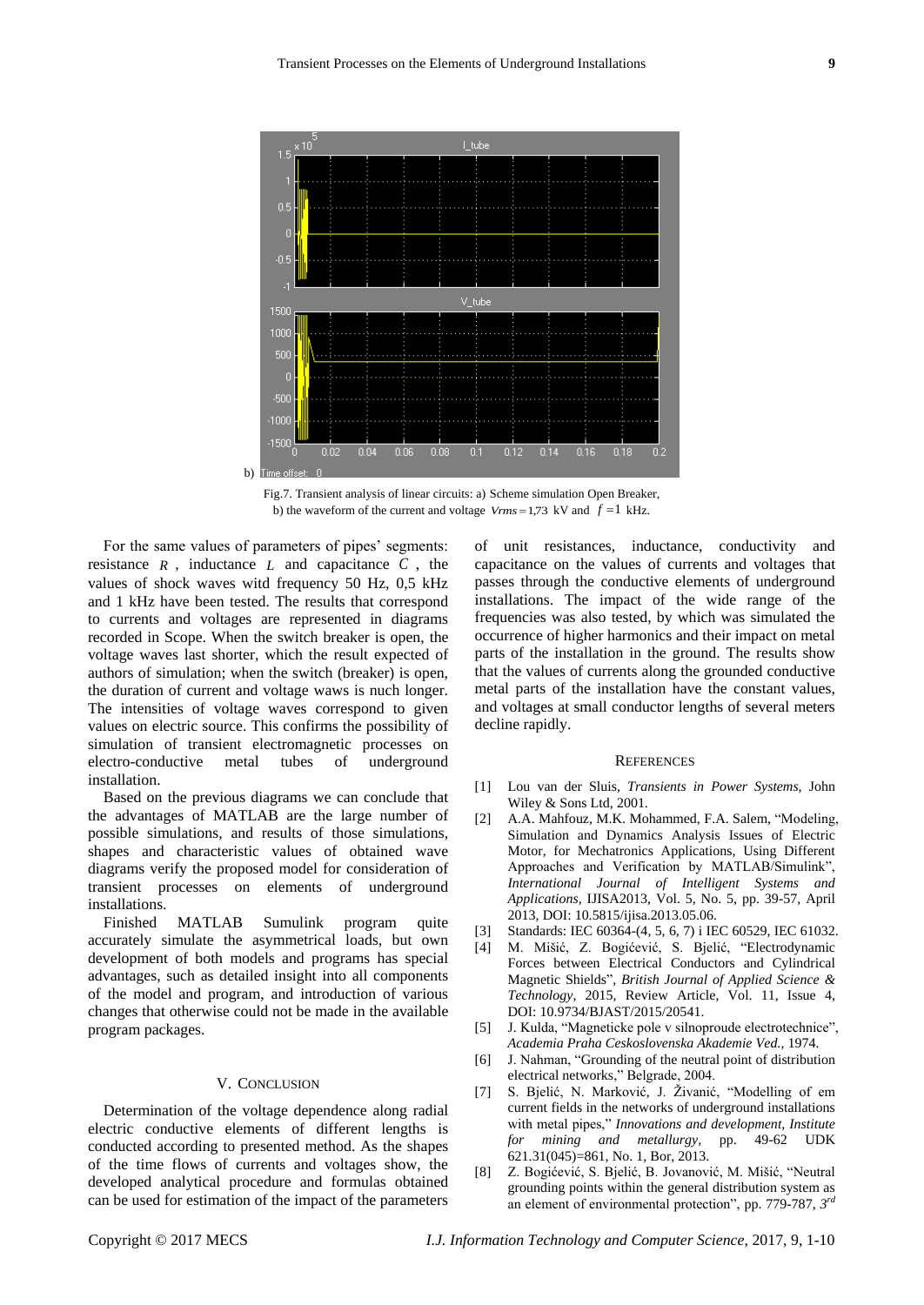b)

I_tube

x 10^5

1.5
1
0.5
0
-0.5
-1

V_tube

1500
1000
500
0
-500
-1000
-1500

0 0.02 0.04 0.06 0.08 0.1 0.12 0.14 0.16 0.18 0.2

Time offset: 0

Fig.7. Transient analysis of linear circuits: a) Scheme simulation Open Breaker, b) the waveform of the current and voltage $Vrms = 1{,}73$ kV and $f = 1$ kHz.

For the same values of parameters of pipes' segments: resistance $R$, inductance $L$ and capacitance $C$, the values of shock waves witd frequency 50 Hz, 0,5 kHz and 1 kHz have been tested. The results that correspond to currents and voltages are represented in diagrams recorded in Scope. When the switch breaker is open, the voltage waves last shorter, which the result expected of authors of simulation; when the switch (breaker) is open, the duration of current and voltage waws is nuch longer. The intensities of voltage waves correspond to given values on electric source. This confirms the possibility of simulation of transient electromagnetic processes on electro-conductive metal tubes of underground installation.

Based on the previous diagrams we can conclude that the advantages of MATLAB are the large number of possible simulations, and results of those simulations, shapes and characteristic values of obtained wave diagrams verify the proposed model for consideration of transient processes on elements of underground installations.

Finished MATLAB Sumulink program quite accurately simulate the asymmetrical loads, but own development of both models and programs has special advantages, such as detailed insight into all components of the model and program, and introduction of various changes that otherwise could not be made in the available program packages.

## V. Conclusion

Determination of the voltage dependence along radial electric conductive elements of different lengths is conducted according to presented method. As the shapes of the time flows of currents and voltages show, the developed analytical procedure and formulas obtained can be used for estimation of the impact of the parameters of unit resistances, inductance, conductivity and capacitance on the values of currents and voltages that passes through the conductive elements of underground installations. The impact of the wide range of the frequencies was also tested, by which was simulated the occurrence of higher harmonics and their impact on metal parts of the installation in the ground. The results show that the values of currents along the grounded conductive metal parts of the installation have the constant values, and voltages at small conductor lengths of several meters decline rapidly.

## References

[1] Lou van der Sluis, *Transients in Power Systems*, John Wiley & Sons Ltd, 2001.

[2] A.A. Mahfouz, M.K. Mohammed, F.A. Salem, "Modeling, Simulation and Dynamics Analysis Issues of Electric Motor, for Mechatronics Applications, Using Different Approaches and Verification by MATLAB/Simulink", *International Journal of Intelligent Systems and Applications*, IJISA2013, Vol. 5, No. 5, pp. 39-57, April 2013, DOI: 10.5815/ijisa.2013.05.06.

[3] Standards: IEC 60364-(4, 5, 6, 7) i IEC 60529, IEC 61032.

[4] M. Mišić, Z. Bogićević, S. Bjelić, "Electrodynamic Forces between Electrical Conductors and Cylindrical Magnetic Shields", *British Journal of Applied Science & Technology*, 2015, Review Article, Vol. 11, Issue 4, DOI: 10.9734/BJAST/2015/20541.

[5] J. Kulda, "Magneticke pole v silnoproude electrotechnice", *Academia Praha Ceskoslovenska Akademie Ved.*, 1974.

[6] J. Nahman, "Grounding of the neutral point of distribution electrical networks," Belgrade, 2004.

[7] S. Bjelić, N. Marković, J. Živanić, "Modelling of em current fields in the networks of underground installations with metal pipes," *Innovations and development, Institute for mining and metallurgy*, pp. 49-62 UDK 621.31(045)=861, No. 1, Bor, 2013.

[8] Z. Bogićević, S. Bjelić, B. Jovanović, M. Mišić, "Neutral grounding points within the general distribution system as an element of environmental protection", pp. 779-787, *3rd*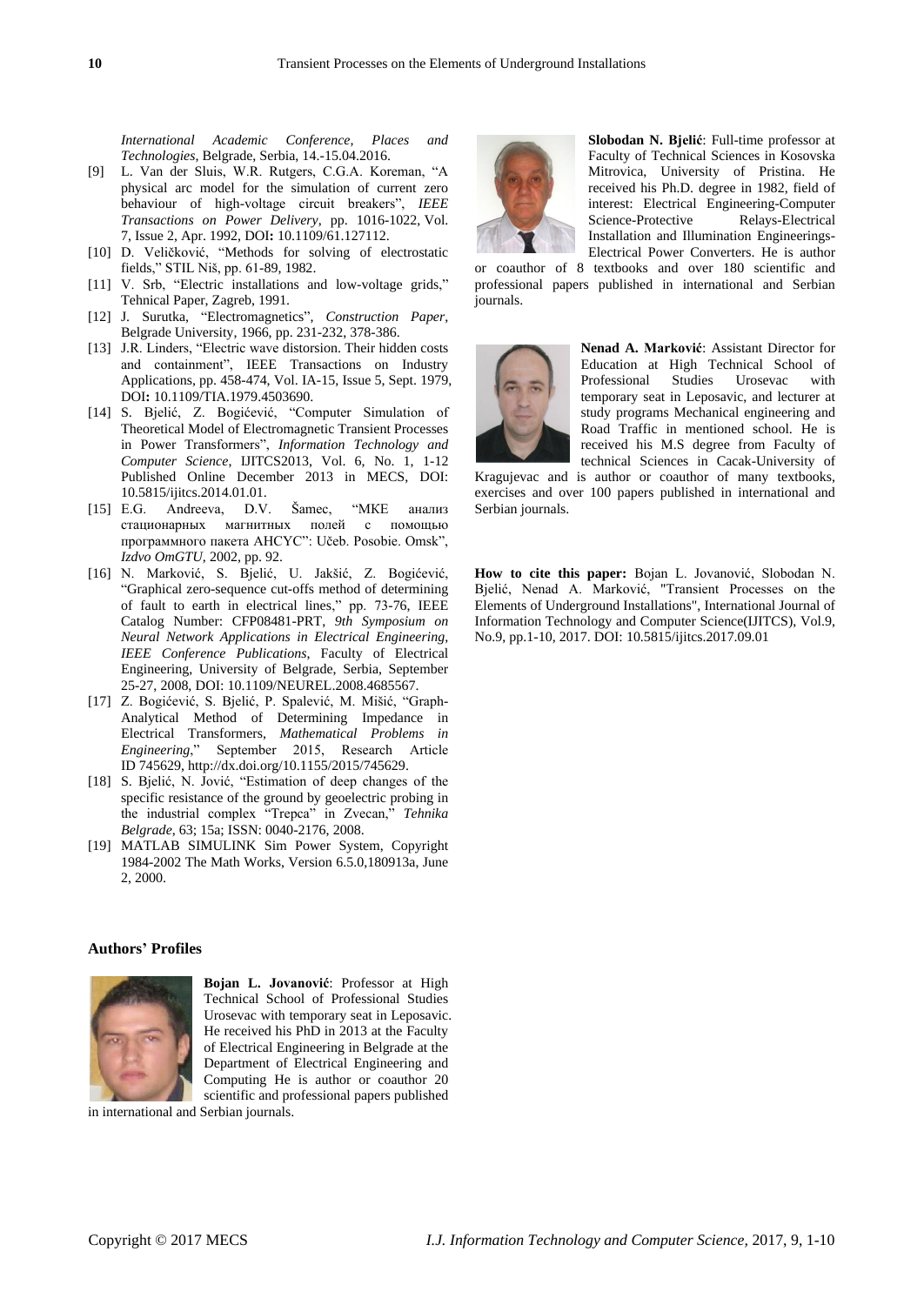*International Academic Conference, Places and Technologies*, Belgrade, Serbia, 14.-15.04.2016.

[9] L. Van der Sluis, W.R. Rutgers, C.G.A. Koreman, "A physical arc model for the simulation of current zero behaviour of high-voltage circuit breakers", *IEEE Transactions on Power Delivery*, pp. 1016-1022, Vol. 7, Issue 2, Apr. 1992, DOI**:** 10.1109/61.127112.

[10] D. Veličković, "Methods for solving of electrostatic fields," STIL Niš, pp. 61-89, 1982.

[11] V. Srb, "Electric installations and low-voltage grids," Tehnical Paper, Zagreb, 1991.

[12] J. Surutka, "Electromagnetics", *Construction Paper*, Belgrade University, 1966, pp. 231-232, 378-386.

[13] J.R. Linders, "Electric wave distorsion. Their hidden costs and containment", IEEE Transactions on Industry Applications, pp. 458-474, Vol. IA-15, Issue 5, Sept. 1979, DOI**:** 10.1109/TIA.1979.4503690.

[14] S. Bjelić, Z. Bogićević, "Computer Simulation of Theoretical Model of Electromagnetic Transient Processes in Power Transformers", *Information Technology and Computer Science*, IJITCS2013, Vol. 6, No. 1, 1-12 Published Online December 2013 in MECS, DOI: 10.5815/ijitcs.2014.01.01.

[15] E.G. Andreeva, D.V. Šamec, "МКЕ анализ стационарных магнитных полей с помощью программного пакета АНСУС": Učeb. Posobie. Omsk", *Izdvo OmGTU*, 2002, pp. 92.

[16] N. Marković, S. Bjelić, U. Jakšić, Z. Bogićević, "Graphical zero-sequence cut-offs method of determining of fault to earth in electrical lines," pp. 73-76, IEEE Catalog Number: CFP08481-PRT, *9th Symposium on Neural Network Applications in Electrical Engineering, IEEE Conference Publications*, Faculty of Electrical Engineering, University of Belgrade, Serbia, September 25-27, 2008, DOI: 10.1109/NEUREL.2008.4685567.

[17] Z. Bogićević, S. Bjelić, P. Spalević, M. Mišić, "Graph-Analytical Method of Determining Impedance in Electrical Transformers, *Mathematical Problems in Engineering*," September 2015, Research Article ID 745629, http://dx.doi.org/10.1155/2015/745629.

[18] S. Bjelić, N. Jović, "Estimation of deep changes of the specific resistance of the ground by geoelectric probing in the industrial complex "Trepca" in Zvecan," *Tehnika Belgrade*, 63; 15a; ISSN: 0040-2176, 2008.

[19] MATLAB SIMULINK Sim Power System, Copyright 1984-2002 The Math Works, Version 6.5.0,180913a, June 2, 2000.

### Authors' Profiles

**Bojan L. Jovanović**: Professor at High Technical School of Professional Studies Urosevac with temporary seat in Leposavic. He received his PhD in 2013 at the Faculty of Electrical Engineering in Belgrade at the Department of Electrical Engineering and Computing He is author or coauthor 20 scientific and professional papers published in international and Serbian journals.

**Slobodan N. Bjelić**: Full-time professor at Faculty of Technical Sciences in Kosovska Mitrovica, University of Pristina. He received his Ph.D. degree in 1982, field of interest: Electrical Engineering-Computer Science-Protective Relays-Electrical Installation and Illumination Engineerings-Electrical Power Converters. He is author or coauthor of 8 textbooks and over 180 scientific and professional papers published in international and Serbian journals.

**Nenad A. Marković**: Assistant Director for Education at High Technical School of Professional Studies Urosevac with temporary seat in Leposavic, and lecturer at study programs Mechanical engineering and Road Traffic in mentioned school. He is received his M.S degree from Faculty of technical Sciences in Cacak-University of Kragujevac and is author or coauthor of many textbooks, exercises and over 100 papers published in international and Serbian journals.

**How to cite this paper:** Bojan L. Jovanović, Slobodan N. Bjelić, Nenad A. Marković, "Transient Processes on the Elements of Underground Installations", International Journal of Information Technology and Computer Science(IJITCS), Vol.9, No.9, pp.1-10, 2017. DOI: 10.5815/ijitcs.2017.09.01